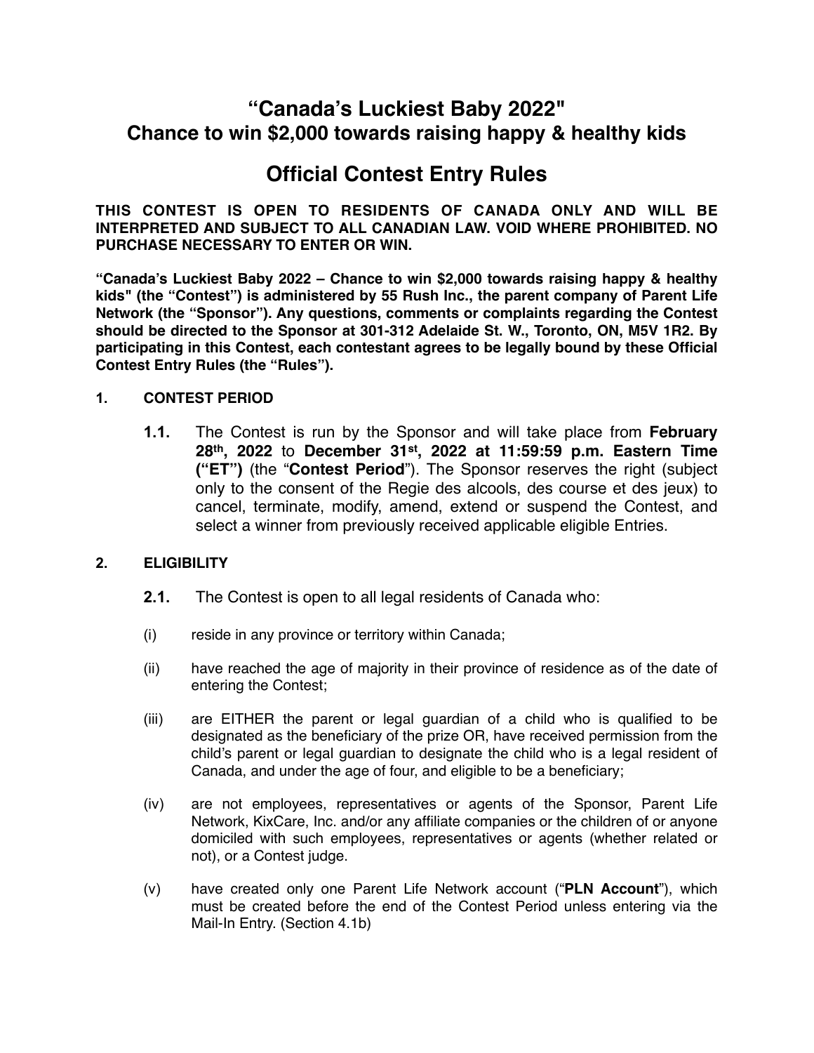# "Canada's Luckiest Baby 2022" Chance to win $2,000 towards raising happy & healthy kids

# Official Contest Entry Rules

**THIS CONTEST IS OPEN TO RESIDENTS OF CANADA ONLY AND WILL BE INTERPRETED AND SUBJECT TO ALL CANADIAN LAW. VOID WHERE PROHIBITED. NO PURCHASE NECESSARY TO ENTER OR WIN.**

**"Canada's Luckiest Baby 2022 – Chance to win $2,000 towards raising happy & healthy kids" (the "Contest") is administered by 55 Rush Inc., the parent company of Parent Life Network (the "Sponsor"). Any questions, comments or complaints regarding the Contest should be directed to the Sponsor at 301-312 Adelaide St. W., Toronto, ON, M5V 1R2. By participating in this Contest, each contestant agrees to be legally bound by these Official Contest Entry Rules (the "Rules").**

## 1. CONTEST PERIOD

**1.1.** The Contest is run by the Sponsor and will take place from **February 28th, 2022** to **December 31st, 2022 at 11:59:59 p.m. Eastern Time ("ET")** (the "**Contest Period**"). The Sponsor reserves the right (subject only to the consent of the Regie des alcools, des course et des jeux) to cancel, terminate, modify, amend, extend or suspend the Contest, and select a winner from previously received applicable eligible Entries.

## 2. ELIGIBILITY

**2.1.** The Contest is open to all legal residents of Canada who:

(i) reside in any province or territory within Canada;

(ii) have reached the age of majority in their province of residence as of the date of entering the Contest;

(iii) are EITHER the parent or legal guardian of a child who is qualified to be designated as the beneficiary of the prize OR, have received permission from the child's parent or legal guardian to designate the child who is a legal resident of Canada, and under the age of four, and eligible to be a beneficiary;

(iv) are not employees, representatives or agents of the Sponsor, Parent Life Network, KixCare, Inc. and/or any affiliate companies or the children of or anyone domiciled with such employees, representatives or agents (whether related or not), or a Contest judge.

(v) have created only one Parent Life Network account ("**PLN Account**"), which must be created before the end of the Contest Period unless entering via the Mail-In Entry. (Section 4.1b)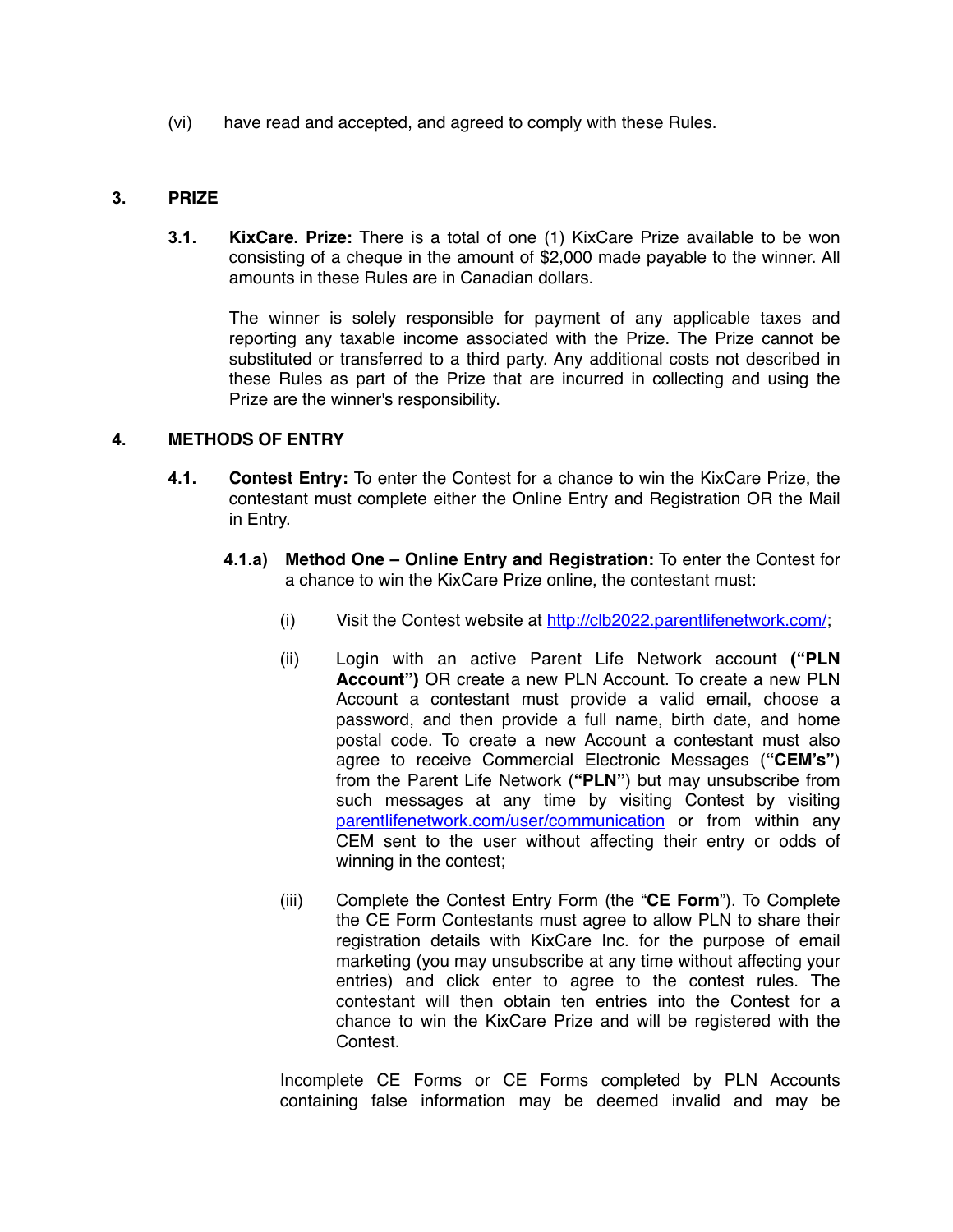(vi) have read and accepted, and agreed to comply with these Rules.

## 3. PRIZE

**3.1. KixCare. Prize:** There is a total of one (1) KixCare Prize available to be won consisting of a cheque in the amount of $2,000 made payable to the winner. All amounts in these Rules are in Canadian dollars.

The winner is solely responsible for payment of any applicable taxes and reporting any taxable income associated with the Prize. The Prize cannot be substituted or transferred to a third party. Any additional costs not described in these Rules as part of the Prize that are incurred in collecting and using the Prize are the winner's responsibility.

## 4. METHODS OF ENTRY

**4.1. Contest Entry:** To enter the Contest for a chance to win the KixCare Prize, the contestant must complete either the Online Entry and Registration OR the Mail in Entry.

**4.1.a) Method One – Online Entry and Registration:** To enter the Contest for a chance to win the KixCare Prize online, the contestant must:

(i) Visit the Contest website at http://clb2022.parentlifenetwork.com/;

(ii) Login with an active Parent Life Network account **("PLN Account")** OR create a new PLN Account. To create a new PLN Account a contestant must provide a valid email, choose a password, and then provide a full name, birth date, and home postal code. To create a new Account a contestant must also agree to receive Commercial Electronic Messages (**"CEM's"**) from the Parent Life Network (**"PLN"**) but may unsubscribe from such messages at any time by visiting Contest by visiting parentlifenetwork.com/user/communication or from within any CEM sent to the user without affecting their entry or odds of winning in the contest;

(iii) Complete the Contest Entry Form (the "**CE Form**"). To Complete the CE Form Contestants must agree to allow PLN to share their registration details with KixCare Inc. for the purpose of email marketing (you may unsubscribe at any time without affecting your entries) and click enter to agree to the contest rules. The contestant will then obtain ten entries into the Contest for a chance to win the KixCare Prize and will be registered with the Contest.

Incomplete CE Forms or CE Forms completed by PLN Accounts containing false information may be deemed invalid and may be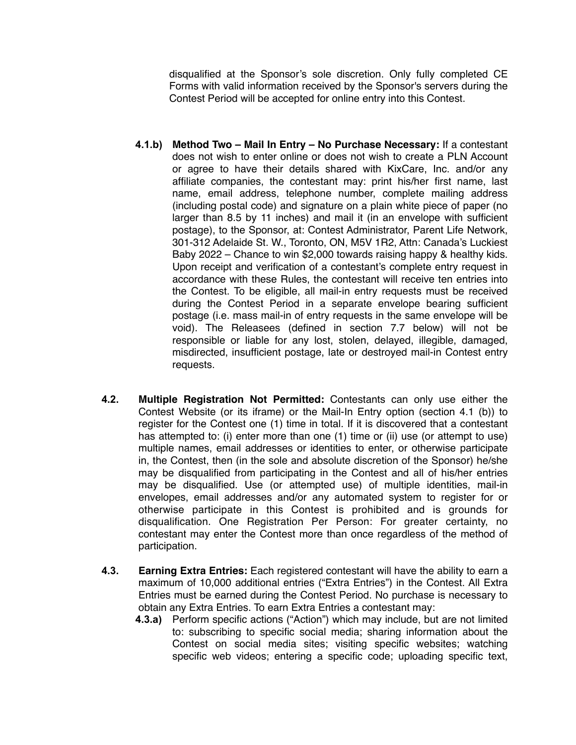disqualified at the Sponsor's sole discretion. Only fully completed CE Forms with valid information received by the Sponsor's servers during the Contest Period will be accepted for online entry into this Contest.

**4.1.b) Method Two – Mail In Entry – No Purchase Necessary:** If a contestant does not wish to enter online or does not wish to create a PLN Account or agree to have their details shared with KixCare, Inc. and/or any affiliate companies, the contestant may: print his/her first name, last name, email address, telephone number, complete mailing address (including postal code) and signature on a plain white piece of paper (no larger than 8.5 by 11 inches) and mail it (in an envelope with sufficient postage), to the Sponsor, at: Contest Administrator, Parent Life Network, 301-312 Adelaide St. W., Toronto, ON, M5V 1R2, Attn: Canada's Luckiest Baby 2022 – Chance to win $2,000 towards raising happy & healthy kids. Upon receipt and verification of a contestant's complete entry request in accordance with these Rules, the contestant will receive ten entries into the Contest. To be eligible, all mail-in entry requests must be received during the Contest Period in a separate envelope bearing sufficient postage (i.e. mass mail-in of entry requests in the same envelope will be void). The Releasees (defined in section 7.7 below) will not be responsible or liable for any lost, stolen, delayed, illegible, damaged, misdirected, insufficient postage, late or destroyed mail-in Contest entry requests.

**4.2. Multiple Registration Not Permitted:** Contestants can only use either the Contest Website (or its iframe) or the Mail-In Entry option (section 4.1 (b)) to register for the Contest one (1) time in total. If it is discovered that a contestant has attempted to: (i) enter more than one (1) time or (ii) use (or attempt to use) multiple names, email addresses or identities to enter, or otherwise participate in, the Contest, then (in the sole and absolute discretion of the Sponsor) he/she may be disqualified from participating in the Contest and all of his/her entries may be disqualified. Use (or attempted use) of multiple identities, mail-in envelopes, email addresses and/or any automated system to register for or otherwise participate in this Contest is prohibited and is grounds for disqualification. One Registration Per Person: For greater certainty, no contestant may enter the Contest more than once regardless of the method of participation.

**4.3. Earning Extra Entries:** Each registered contestant will have the ability to earn a maximum of 10,000 additional entries ("Extra Entries") in the Contest. All Extra Entries must be earned during the Contest Period. No purchase is necessary to obtain any Extra Entries. To earn Extra Entries a contestant may:

**4.3.a)** Perform specific actions ("Action") which may include, but are not limited to: subscribing to specific social media; sharing information about the Contest on social media sites; visiting specific websites; watching specific web videos; entering a specific code; uploading specific text,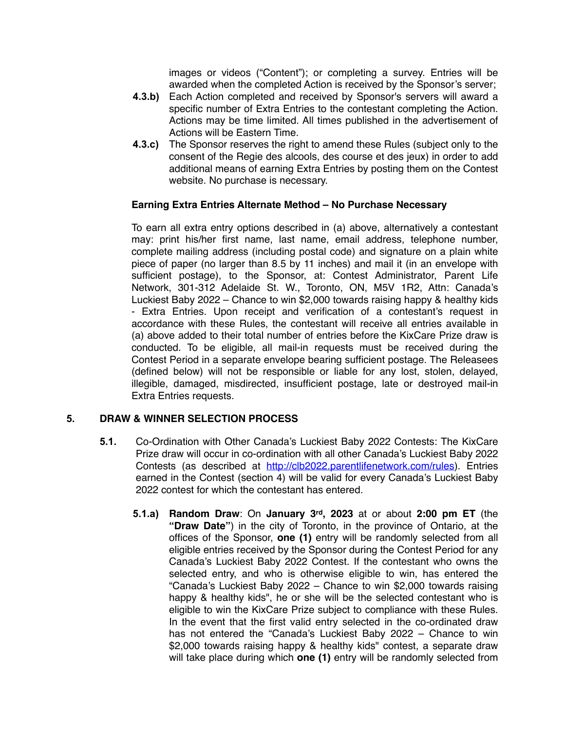images or videos ("Content"); or completing a survey. Entries will be awarded when the completed Action is received by the Sponsor's server;

**4.3.b)** Each Action completed and received by Sponsor's servers will award a specific number of Extra Entries to the contestant completing the Action. Actions may be time limited. All times published in the advertisement of Actions will be Eastern Time.

**4.3.c)** The Sponsor reserves the right to amend these Rules (subject only to the consent of the Regie des alcools, des course et des jeux) in order to add additional means of earning Extra Entries by posting them on the Contest website. No purchase is necessary.

**Earning Extra Entries Alternate Method – No Purchase Necessary**

To earn all extra entry options described in (a) above, alternatively a contestant may: print his/her first name, last name, email address, telephone number, complete mailing address (including postal code) and signature on a plain white piece of paper (no larger than 8.5 by 11 inches) and mail it (in an envelope with sufficient postage), to the Sponsor, at: Contest Administrator, Parent Life Network, 301-312 Adelaide St. W., Toronto, ON, M5V 1R2, Attn: Canada's Luckiest Baby 2022 – Chance to win $2,000 towards raising happy & healthy kids - Extra Entries. Upon receipt and verification of a contestant's request in accordance with these Rules, the contestant will receive all entries available in (a) above added to their total number of entries before the KixCare Prize draw is conducted. To be eligible, all mail-in requests must be received during the Contest Period in a separate envelope bearing sufficient postage. The Releasees (defined below) will not be responsible or liable for any lost, stolen, delayed, illegible, damaged, misdirected, insufficient postage, late or destroyed mail-in Extra Entries requests.

## 5. DRAW & WINNER SELECTION PROCESS

**5.1.** Co-Ordination with Other Canada's Luckiest Baby 2022 Contests: The KixCare Prize draw will occur in co-ordination with all other Canada's Luckiest Baby 2022 Contests (as described at http://clb2022.parentlifenetwork.com/rules). Entries earned in the Contest (section 4) will be valid for every Canada's Luckiest Baby 2022 contest for which the contestant has entered.

**5.1.a) Random Draw**: On **January 3rd, 2023** at or about **2:00 pm ET** (the **"Draw Date"**) in the city of Toronto, in the province of Ontario, at the offices of the Sponsor, **one (1)** entry will be randomly selected from all eligible entries received by the Sponsor during the Contest Period for any Canada's Luckiest Baby 2022 Contest. If the contestant who owns the selected entry, and who is otherwise eligible to win, has entered the "Canada's Luckiest Baby 2022 – Chance to win $2,000 towards raising happy & healthy kids", he or she will be the selected contestant who is eligible to win the KixCare Prize subject to compliance with these Rules. In the event that the first valid entry selected in the co-ordinated draw has not entered the "Canada's Luckiest Baby 2022 – Chance to win $2,000 towards raising happy & healthy kids" contest, a separate draw will take place during which **one (1)** entry will be randomly selected from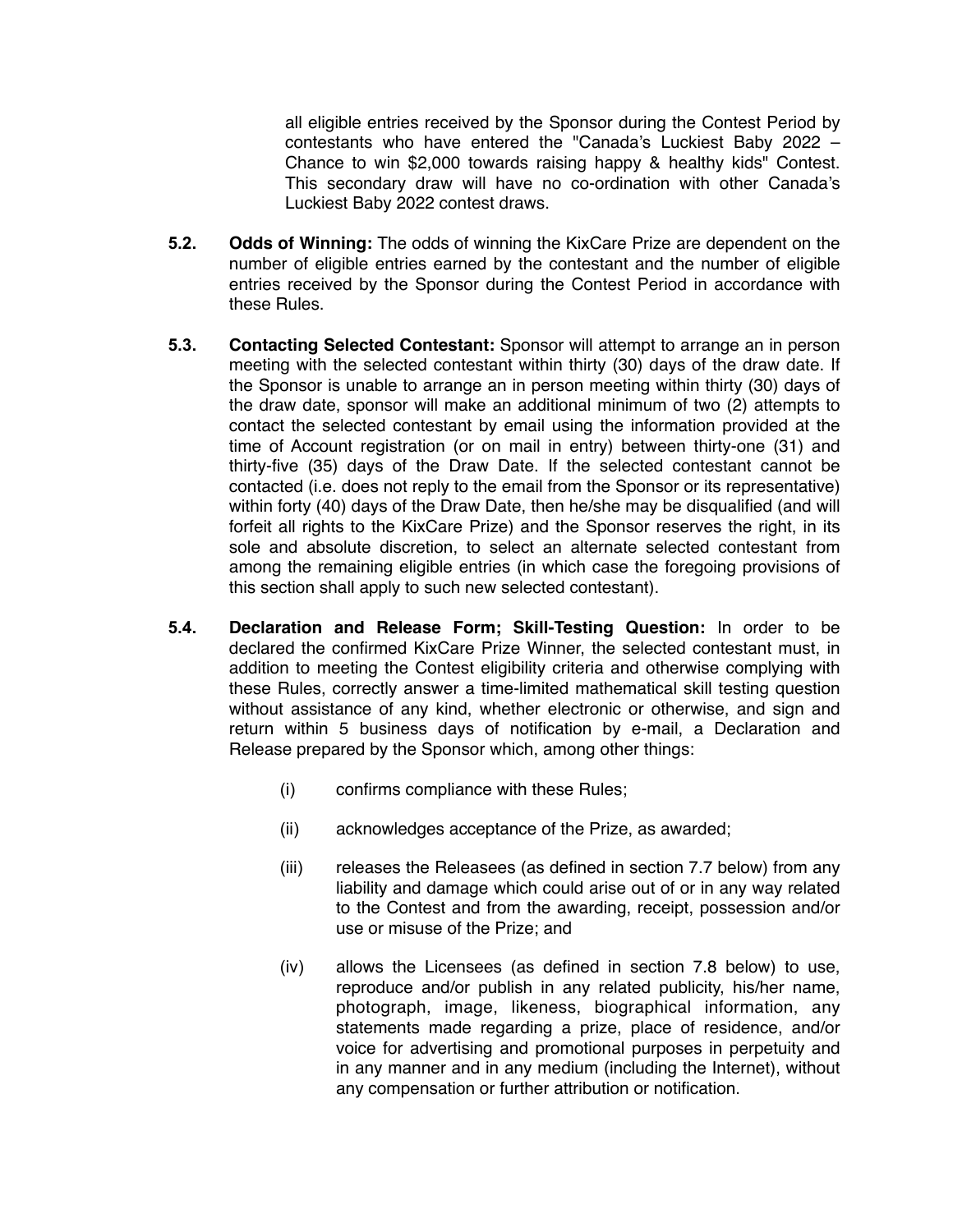all eligible entries received by the Sponsor during the Contest Period by contestants who have entered the "Canada's Luckiest Baby 2022 – Chance to win $2,000 towards raising happy & healthy kids" Contest. This secondary draw will have no co-ordination with other Canada's Luckiest Baby 2022 contest draws.

**5.2. Odds of Winning:** The odds of winning the KixCare Prize are dependent on the number of eligible entries earned by the contestant and the number of eligible entries received by the Sponsor during the Contest Period in accordance with these Rules.

**5.3. Contacting Selected Contestant:** Sponsor will attempt to arrange an in person meeting with the selected contestant within thirty (30) days of the draw date. If the Sponsor is unable to arrange an in person meeting within thirty (30) days of the draw date, sponsor will make an additional minimum of two (2) attempts to contact the selected contestant by email using the information provided at the time of Account registration (or on mail in entry) between thirty-one (31) and thirty-five (35) days of the Draw Date. If the selected contestant cannot be contacted (i.e. does not reply to the email from the Sponsor or its representative) within forty (40) days of the Draw Date, then he/she may be disqualified (and will forfeit all rights to the KixCare Prize) and the Sponsor reserves the right, in its sole and absolute discretion, to select an alternate selected contestant from among the remaining eligible entries (in which case the foregoing provisions of this section shall apply to such new selected contestant).

**5.4. Declaration and Release Form; Skill-Testing Question:** In order to be declared the confirmed KixCare Prize Winner, the selected contestant must, in addition to meeting the Contest eligibility criteria and otherwise complying with these Rules, correctly answer a time-limited mathematical skill testing question without assistance of any kind, whether electronic or otherwise, and sign and return within 5 business days of notification by e-mail, a Declaration and Release prepared by the Sponsor which, among other things:

(i) confirms compliance with these Rules;

(ii) acknowledges acceptance of the Prize, as awarded;

(iii) releases the Releasees (as defined in section 7.7 below) from any liability and damage which could arise out of or in any way related to the Contest and from the awarding, receipt, possession and/or use or misuse of the Prize; and

(iv) allows the Licensees (as defined in section 7.8 below) to use, reproduce and/or publish in any related publicity, his/her name, photograph, image, likeness, biographical information, any statements made regarding a prize, place of residence, and/or voice for advertising and promotional purposes in perpetuity and in any manner and in any medium (including the Internet), without any compensation or further attribution or notification.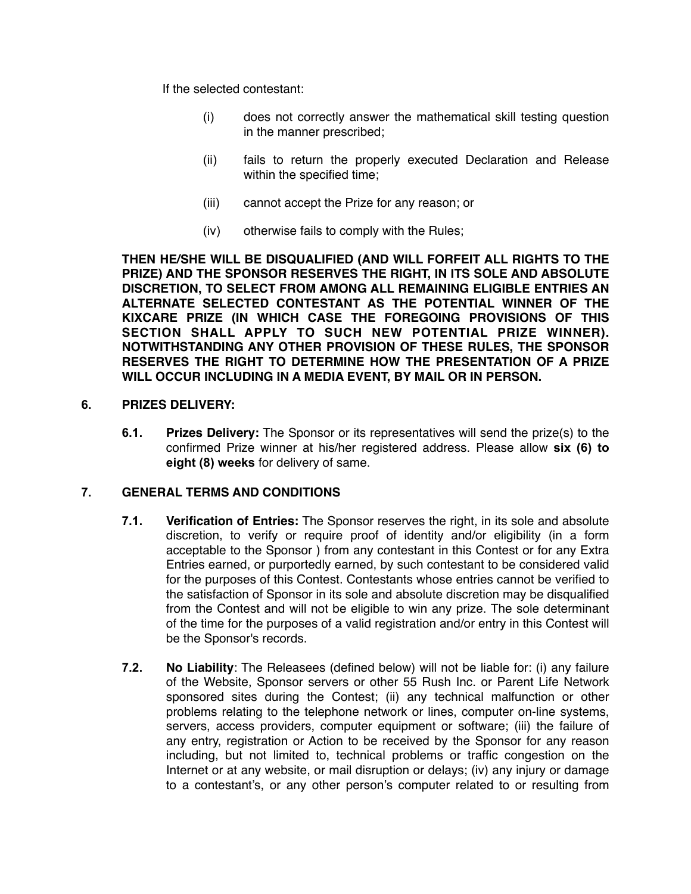If the selected contestant:

(i) does not correctly answer the mathematical skill testing question in the manner prescribed;

(ii) fails to return the properly executed Declaration and Release within the specified time;

(iii) cannot accept the Prize for any reason; or

(iv) otherwise fails to comply with the Rules;

**THEN HE/SHE WILL BE DISQUALIFIED (AND WILL FORFEIT ALL RIGHTS TO THE PRIZE) AND THE SPONSOR RESERVES THE RIGHT, IN ITS SOLE AND ABSOLUTE DISCRETION, TO SELECT FROM AMONG ALL REMAINING ELIGIBLE ENTRIES AN ALTERNATE SELECTED CONTESTANT AS THE POTENTIAL WINNER OF THE KIXCARE PRIZE (IN WHICH CASE THE FOREGOING PROVISIONS OF THIS SECTION SHALL APPLY TO SUCH NEW POTENTIAL PRIZE WINNER). NOTWITHSTANDING ANY OTHER PROVISION OF THESE RULES, THE SPONSOR RESERVES THE RIGHT TO DETERMINE HOW THE PRESENTATION OF A PRIZE WILL OCCUR INCLUDING IN A MEDIA EVENT, BY MAIL OR IN PERSON.**

## 6. PRIZES DELIVERY:

**6.1. Prizes Delivery:** The Sponsor or its representatives will send the prize(s) to the confirmed Prize winner at his/her registered address. Please allow **six (6) to eight (8) weeks** for delivery of same.

## 7. GENERAL TERMS AND CONDITIONS

**7.1. Verification of Entries:** The Sponsor reserves the right, in its sole and absolute discretion, to verify or require proof of identity and/or eligibility (in a form acceptable to the Sponsor ) from any contestant in this Contest or for any Extra Entries earned, or purportedly earned, by such contestant to be considered valid for the purposes of this Contest. Contestants whose entries cannot be verified to the satisfaction of Sponsor in its sole and absolute discretion may be disqualified from the Contest and will not be eligible to win any prize. The sole determinant of the time for the purposes of a valid registration and/or entry in this Contest will be the Sponsor's records.

**7.2. No Liability**: The Releasees (defined below) will not be liable for: (i) any failure of the Website, Sponsor servers or other 55 Rush Inc. or Parent Life Network sponsored sites during the Contest; (ii) any technical malfunction or other problems relating to the telephone network or lines, computer on-line systems, servers, access providers, computer equipment or software; (iii) the failure of any entry, registration or Action to be received by the Sponsor for any reason including, but not limited to, technical problems or traffic congestion on the Internet or at any website, or mail disruption or delays; (iv) any injury or damage to a contestant's, or any other person's computer related to or resulting from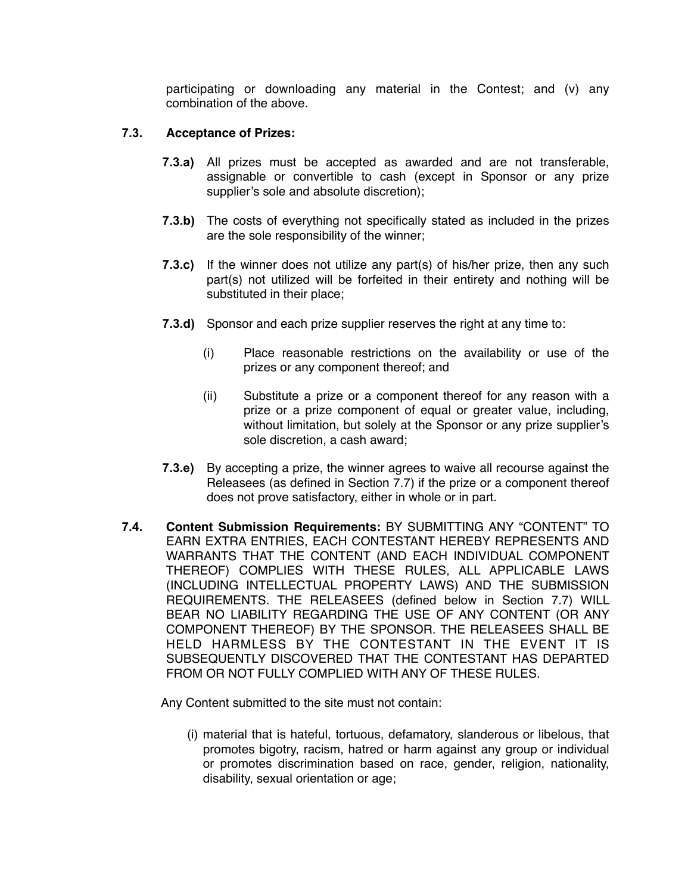participating or downloading any material in the Contest; and (v) any combination of the above.

**7.3. Acceptance of Prizes:**

**7.3.a)** All prizes must be accepted as awarded and are not transferable, assignable or convertible to cash (except in Sponsor or any prize supplier's sole and absolute discretion);

**7.3.b)** The costs of everything not specifically stated as included in the prizes are the sole responsibility of the winner;

**7.3.c)** If the winner does not utilize any part(s) of his/her prize, then any such part(s) not utilized will be forfeited in their entirety and nothing will be substituted in their place;

**7.3.d)** Sponsor and each prize supplier reserves the right at any time to:

(i) Place reasonable restrictions on the availability or use of the prizes or any component thereof; and

(ii) Substitute a prize or a component thereof for any reason with a prize or a prize component of equal or greater value, including, without limitation, but solely at the Sponsor or any prize supplier's sole discretion, a cash award;

**7.3.e)** By accepting a prize, the winner agrees to waive all recourse against the Releasees (as defined in Section 7.7) if the prize or a component thereof does not prove satisfactory, either in whole or in part.

**7.4. Content Submission Requirements:** BY SUBMITTING ANY "CONTENT" TO EARN EXTRA ENTRIES, EACH CONTESTANT HEREBY REPRESENTS AND WARRANTS THAT THE CONTENT (AND EACH INDIVIDUAL COMPONENT THEREOF) COMPLIES WITH THESE RULES, ALL APPLICABLE LAWS (INCLUDING INTELLECTUAL PROPERTY LAWS) AND THE SUBMISSION REQUIREMENTS. THE RELEASEES (defined below in Section 7.7) WILL BEAR NO LIABILITY REGARDING THE USE OF ANY CONTENT (OR ANY COMPONENT THEREOF) BY THE SPONSOR. THE RELEASEES SHALL BE HELD HARMLESS BY THE CONTESTANT IN THE EVENT IT IS SUBSEQUENTLY DISCOVERED THAT THE CONTESTANT HAS DEPARTED FROM OR NOT FULLY COMPLIED WITH ANY OF THESE RULES.

Any Content submitted to the site must not contain:

(i) material that is hateful, tortuous, defamatory, slanderous or libelous, that promotes bigotry, racism, hatred or harm against any group or individual or promotes discrimination based on race, gender, religion, nationality, disability, sexual orientation or age;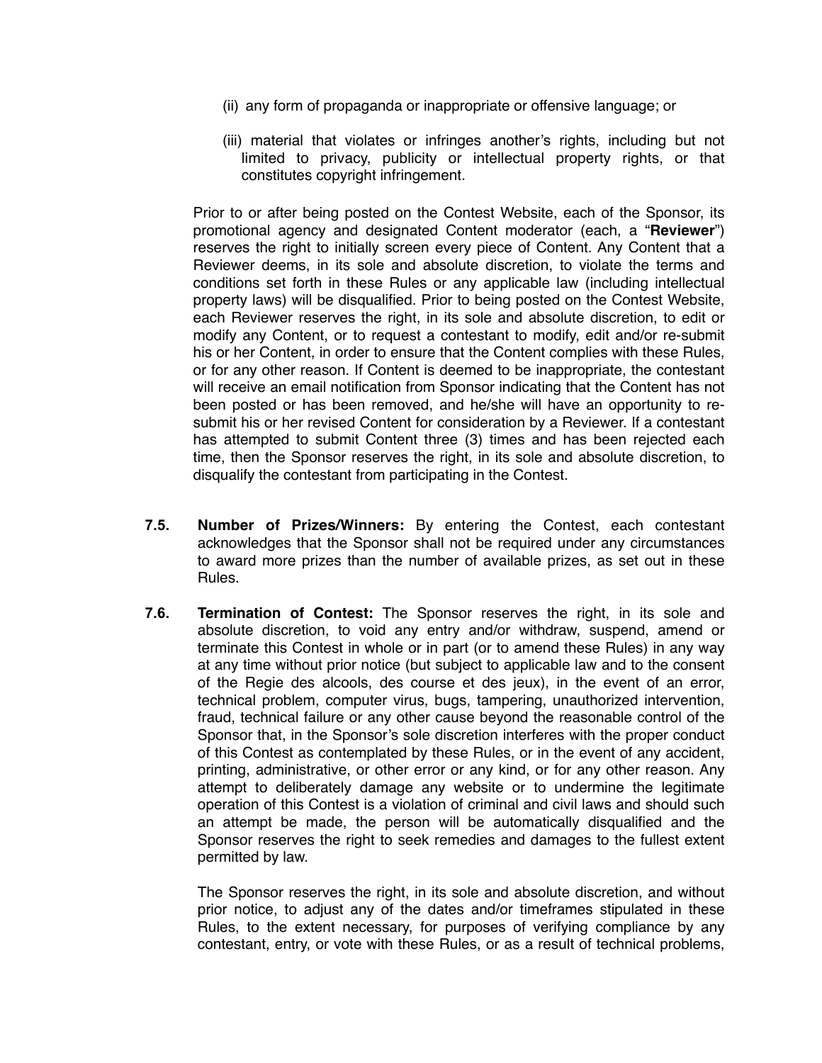(ii) any form of propaganda or inappropriate or offensive language; or

(iii) material that violates or infringes another's rights, including but not limited to privacy, publicity or intellectual property rights, or that constitutes copyright infringement.

Prior to or after being posted on the Contest Website, each of the Sponsor, its promotional agency and designated Content moderator (each, a "**Reviewer**") reserves the right to initially screen every piece of Content. Any Content that a Reviewer deems, in its sole and absolute discretion, to violate the terms and conditions set forth in these Rules or any applicable law (including intellectual property laws) will be disqualified. Prior to being posted on the Contest Website, each Reviewer reserves the right, in its sole and absolute discretion, to edit or modify any Content, or to request a contestant to modify, edit and/or re-submit his or her Content, in order to ensure that the Content complies with these Rules, or for any other reason. If Content is deemed to be inappropriate, the contestant will receive an email notification from Sponsor indicating that the Content has not been posted or has been removed, and he/she will have an opportunity to re-submit his or her revised Content for consideration by a Reviewer. If a contestant has attempted to submit Content three (3) times and has been rejected each time, then the Sponsor reserves the right, in its sole and absolute discretion, to disqualify the contestant from participating in the Contest.

**7.5. Number of Prizes/Winners:** By entering the Contest, each contestant acknowledges that the Sponsor shall not be required under any circumstances to award more prizes than the number of available prizes, as set out in these Rules.

**7.6. Termination of Contest:** The Sponsor reserves the right, in its sole and absolute discretion, to void any entry and/or withdraw, suspend, amend or terminate this Contest in whole or in part (or to amend these Rules) in any way at any time without prior notice (but subject to applicable law and to the consent of the Regie des alcools, des course et des jeux), in the event of an error, technical problem, computer virus, bugs, tampering, unauthorized intervention, fraud, technical failure or any other cause beyond the reasonable control of the Sponsor that, in the Sponsor's sole discretion interferes with the proper conduct of this Contest as contemplated by these Rules, or in the event of any accident, printing, administrative, or other error or any kind, or for any other reason. Any attempt to deliberately damage any website or to undermine the legitimate operation of this Contest is a violation of criminal and civil laws and should such an attempt be made, the person will be automatically disqualified and the Sponsor reserves the right to seek remedies and damages to the fullest extent permitted by law.

The Sponsor reserves the right, in its sole and absolute discretion, and without prior notice, to adjust any of the dates and/or timeframes stipulated in these Rules, to the extent necessary, for purposes of verifying compliance by any contestant, entry, or vote with these Rules, or as a result of technical problems,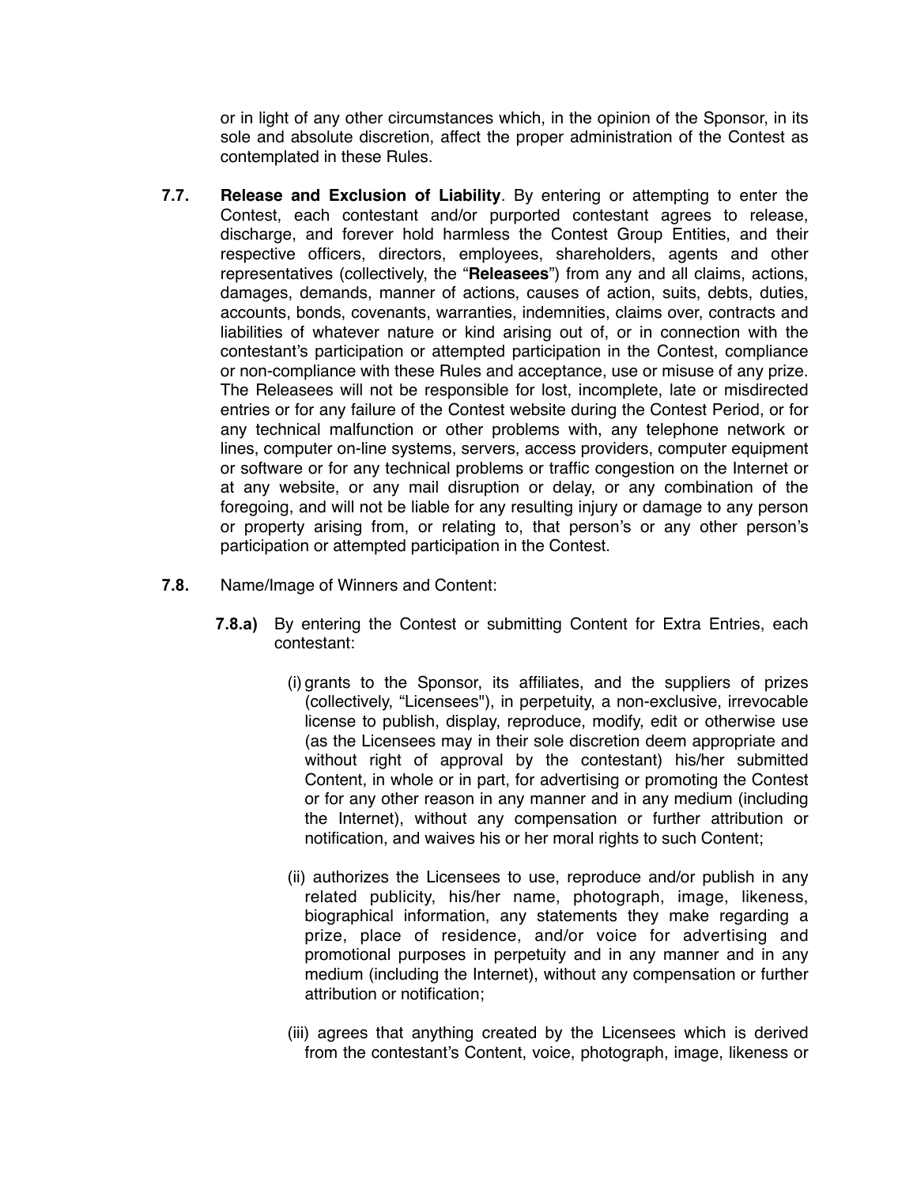or in light of any other circumstances which, in the opinion of the Sponsor, in its sole and absolute discretion, affect the proper administration of the Contest as contemplated in these Rules.

**7.7.** **Release and Exclusion of Liability**. By entering or attempting to enter the Contest, each contestant and/or purported contestant agrees to release, discharge, and forever hold harmless the Contest Group Entities, and their respective officers, directors, employees, shareholders, agents and other representatives (collectively, the "**Releasees**") from any and all claims, actions, damages, demands, manner of actions, causes of action, suits, debts, duties, accounts, bonds, covenants, warranties, indemnities, claims over, contracts and liabilities of whatever nature or kind arising out of, or in connection with the contestant's participation or attempted participation in the Contest, compliance or non-compliance with these Rules and acceptance, use or misuse of any prize. The Releasees will not be responsible for lost, incomplete, late or misdirected entries or for any failure of the Contest website during the Contest Period, or for any technical malfunction or other problems with, any telephone network or lines, computer on-line systems, servers, access providers, computer equipment or software or for any technical problems or traffic congestion on the Internet or at any website, or any mail disruption or delay, or any combination of the foregoing, and will not be liable for any resulting injury or damage to any person or property arising from, or relating to, that person's or any other person's participation or attempted participation in the Contest.

**7.8.** Name/Image of Winners and Content:

**7.8.a)** By entering the Contest or submitting Content for Extra Entries, each contestant:

(i) grants to the Sponsor, its affiliates, and the suppliers of prizes (collectively, "Licensees"), in perpetuity, a non-exclusive, irrevocable license to publish, display, reproduce, modify, edit or otherwise use (as the Licensees may in their sole discretion deem appropriate and without right of approval by the contestant) his/her submitted Content, in whole or in part, for advertising or promoting the Contest or for any other reason in any manner and in any medium (including the Internet), without any compensation or further attribution or notification, and waives his or her moral rights to such Content;

(ii) authorizes the Licensees to use, reproduce and/or publish in any related publicity, his/her name, photograph, image, likeness, biographical information, any statements they make regarding a prize, place of residence, and/or voice for advertising and promotional purposes in perpetuity and in any manner and in any medium (including the Internet), without any compensation or further attribution or notification;

(iii) agrees that anything created by the Licensees which is derived from the contestant's Content, voice, photograph, image, likeness or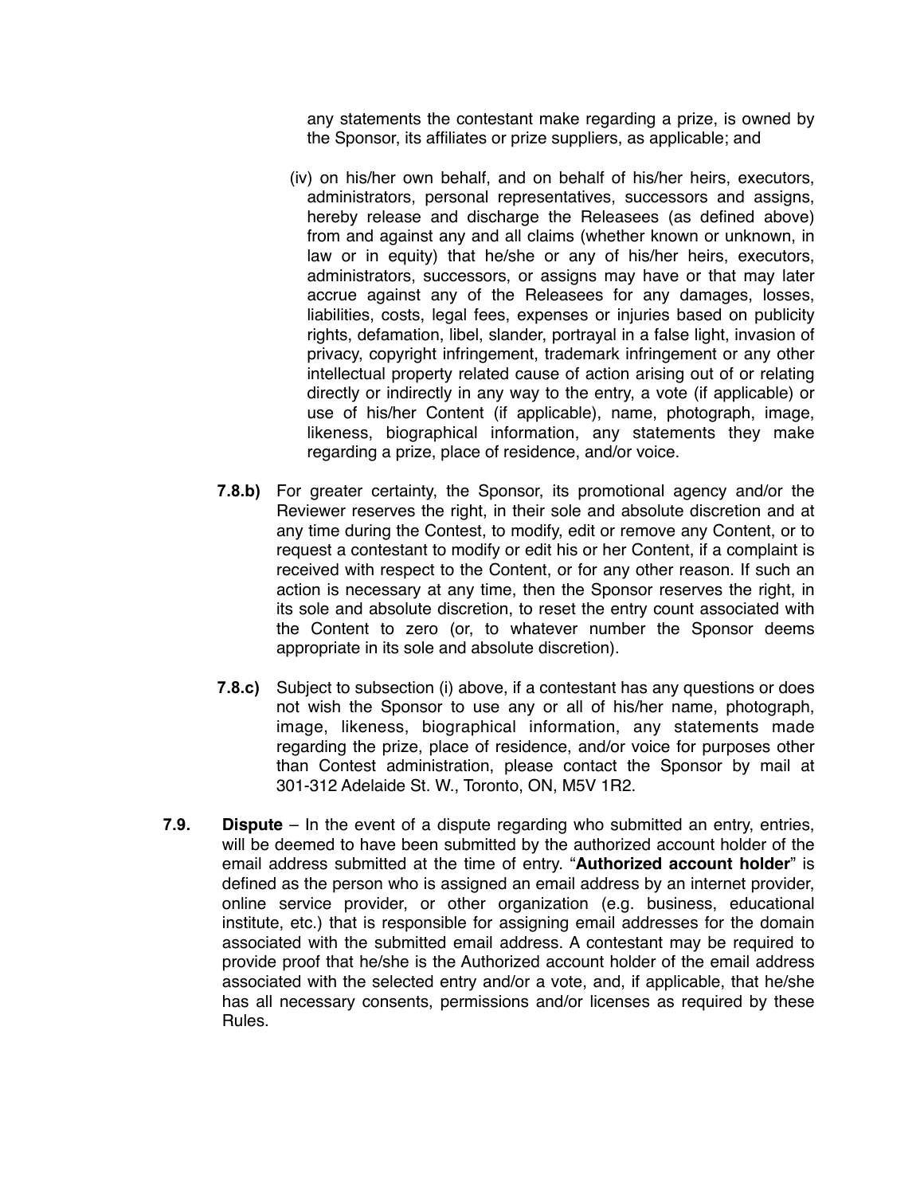any statements the contestant make regarding a prize, is owned by the Sponsor, its affiliates or prize suppliers, as applicable; and

(iv) on his/her own behalf, and on behalf of his/her heirs, executors, administrators, personal representatives, successors and assigns, hereby release and discharge the Releasees (as defined above) from and against any and all claims (whether known or unknown, in law or in equity) that he/she or any of his/her heirs, executors, administrators, successors, or assigns may have or that may later accrue against any of the Releasees for any damages, losses, liabilities, costs, legal fees, expenses or injuries based on publicity rights, defamation, libel, slander, portrayal in a false light, invasion of privacy, copyright infringement, trademark infringement or any other intellectual property related cause of action arising out of or relating directly or indirectly in any way to the entry, a vote (if applicable) or use of his/her Content (if applicable), name, photograph, image, likeness, biographical information, any statements they make regarding a prize, place of residence, and/or voice.

**7.8.b)** For greater certainty, the Sponsor, its promotional agency and/or the Reviewer reserves the right, in their sole and absolute discretion and at any time during the Contest, to modify, edit or remove any Content, or to request a contestant to modify or edit his or her Content, if a complaint is received with respect to the Content, or for any other reason. If such an action is necessary at any time, then the Sponsor reserves the right, in its sole and absolute discretion, to reset the entry count associated with the Content to zero (or, to whatever number the Sponsor deems appropriate in its sole and absolute discretion).

**7.8.c)** Subject to subsection (i) above, if a contestant has any questions or does not wish the Sponsor to use any or all of his/her name, photograph, image, likeness, biographical information, any statements made regarding the prize, place of residence, and/or voice for purposes other than Contest administration, please contact the Sponsor by mail at 301-312 Adelaide St. W., Toronto, ON, M5V 1R2.

**7.9.** **Dispute** – In the event of a dispute regarding who submitted an entry, entries, will be deemed to have been submitted by the authorized account holder of the email address submitted at the time of entry. "**Authorized account holder**" is defined as the person who is assigned an email address by an internet provider, online service provider, or other organization (e.g. business, educational institute, etc.) that is responsible for assigning email addresses for the domain associated with the submitted email address. A contestant may be required to provide proof that he/she is the Authorized account holder of the email address associated with the selected entry and/or a vote, and, if applicable, that he/she has all necessary consents, permissions and/or licenses as required by these Rules.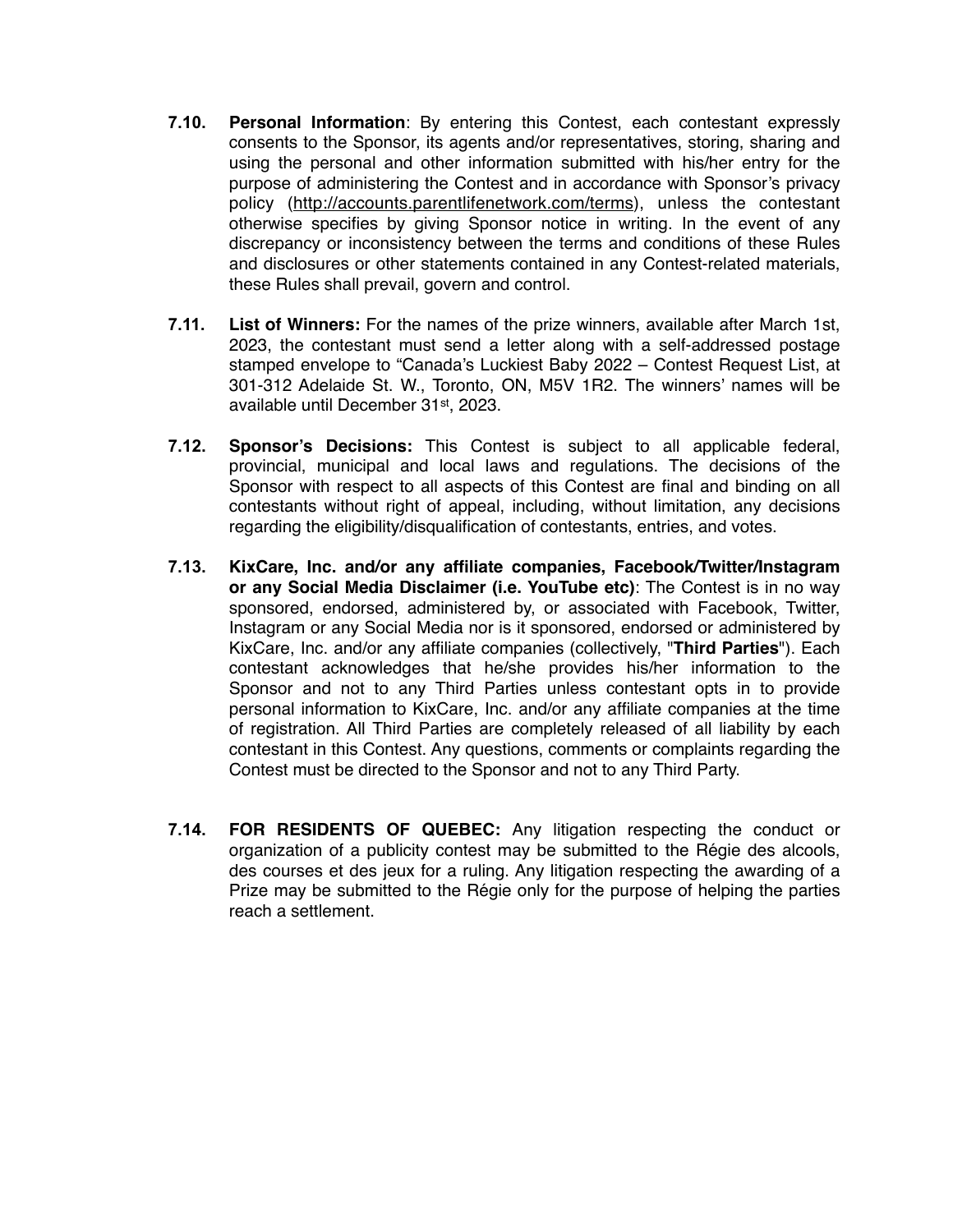**7.10. Personal Information**: By entering this Contest, each contestant expressly consents to the Sponsor, its agents and/or representatives, storing, sharing and using the personal and other information submitted with his/her entry for the purpose of administering the Contest and in accordance with Sponsor's privacy policy (http://accounts.parentlifenetwork.com/terms), unless the contestant otherwise specifies by giving Sponsor notice in writing. In the event of any discrepancy or inconsistency between the terms and conditions of these Rules and disclosures or other statements contained in any Contest-related materials, these Rules shall prevail, govern and control.

**7.11. List of Winners:** For the names of the prize winners, available after March 1st, 2023, the contestant must send a letter along with a self-addressed postage stamped envelope to "Canada's Luckiest Baby 2022 – Contest Request List, at 301-312 Adelaide St. W., Toronto, ON, M5V 1R2. The winners' names will be available until December 31st, 2023.

**7.12. Sponsor's Decisions:** This Contest is subject to all applicable federal, provincial, municipal and local laws and regulations. The decisions of the Sponsor with respect to all aspects of this Contest are final and binding on all contestants without right of appeal, including, without limitation, any decisions regarding the eligibility/disqualification of contestants, entries, and votes.

**7.13. KixCare, Inc. and/or any affiliate companies, Facebook/Twitter/Instagram or any Social Media Disclaimer (i.e. YouTube etc)**: The Contest is in no way sponsored, endorsed, administered by, or associated with Facebook, Twitter, Instagram or any Social Media nor is it sponsored, endorsed or administered by KixCare, Inc. and/or any affiliate companies (collectively, "**Third Parties**"). Each contestant acknowledges that he/she provides his/her information to the Sponsor and not to any Third Parties unless contestant opts in to provide personal information to KixCare, Inc. and/or any affiliate companies at the time of registration. All Third Parties are completely released of all liability by each contestant in this Contest. Any questions, comments or complaints regarding the Contest must be directed to the Sponsor and not to any Third Party.

**7.14. FOR RESIDENTS OF QUEBEC:** Any litigation respecting the conduct or organization of a publicity contest may be submitted to the Régie des alcools, des courses et des jeux for a ruling. Any litigation respecting the awarding of a Prize may be submitted to the Régie only for the purpose of helping the parties reach a settlement.